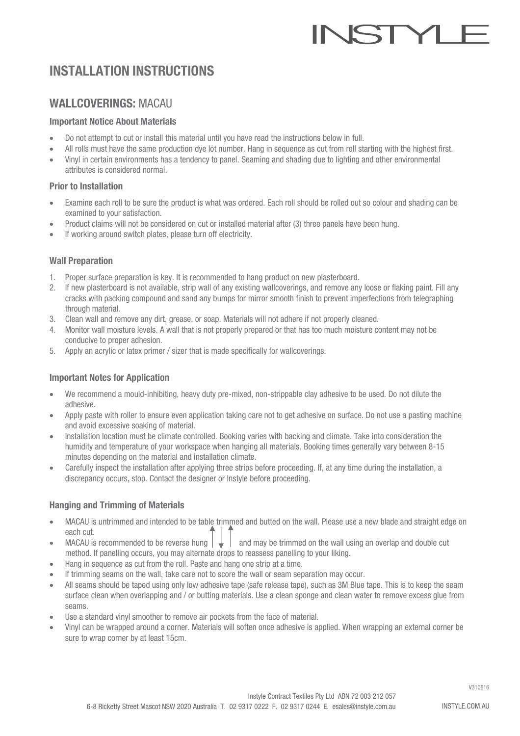# INSTALLATION INSTRUCTIONS

## WALLCOVERINGS: MACAU

### Important Notice About Materials

- Do not attempt to cut or install this material until you have read the instructions below in full.
- All rolls must have the same production dye lot number. Hang in sequence as cut from roll starting with the highest first.
- Vinyl in certain environments has a tendency to panel. Seaming and shading due to lighting and other environmental attributes is considered normal.

### Prior to Installation

- Examine each roll to be sure the product is what was ordered. Each roll should be rolled out so colour and shading can be examined to your satisfaction.
- Product claims will not be considered on cut or installed material after (3) three panels have been hung.
- If working around switch plates, please turn off electricity.

### Wall Preparation

1. Proper surface preparation is key. It is recommended to hang product on new plasterboard.
2. If new plasterboard is not available, strip wall of any existing wallcoverings, and remove any loose or flaking paint. Fill any cracks with packing compound and sand any bumps for mirror smooth finish to prevent imperfections from telegraphing through material.
3. Clean wall and remove any dirt, grease, or soap. Materials will not adhere if not properly cleaned.
4. Monitor wall moisture levels. A wall that is not properly prepared or that has too much moisture content may not be conducive to proper adhesion.
5. Apply an acrylic or latex primer / sizer that is made specifically for wallcoverings.

### Important Notes for Application

- We recommend a mould-inhibiting, heavy duty pre-mixed, non-strippable clay adhesive to be used. Do not dilute the adhesive.
- Apply paste with roller to ensure even application taking care not to get adhesive on surface. Do not use a pasting machine and avoid excessive soaking of material.
- Installation location must be climate controlled. Booking varies with backing and climate. Take into consideration the humidity and temperature of your workspace when hanging all materials. Booking times generally vary between 8-15 minutes depending on the material and installation climate.
- Carefully inspect the installation after applying three strips before proceeding. If, at any time during the installation, a discrepancy occurs, stop. Contact the designer or Instyle before proceeding.

### Hanging and Trimming of Materials

- MACAU is untrimmed and intended to be table trimmed and butted on the wall. Please use a new blade and straight edge on each cut.
- MACAU is recommended to be reverse hung ↑ ↓ ↑ and may be trimmed on the wall using an overlap and double cut method. If panelling occurs, you may alternate drops to reassess panelling to your liking.
- Hang in sequence as cut from the roll. Paste and hang one strip at a time.
- If trimming seams on the wall, take care not to score the wall or seam separation may occur.
- All seams should be taped using only low adhesive tape (safe release tape), such as 3M Blue tape. This is to keep the seam surface clean when overlapping and / or butting materials. Use a clean sponge and clean water to remove excess glue from seams.
- Use a standard vinyl smoother to remove air pockets from the face of material.
- Vinyl can be wrapped around a corner. Materials will soften once adhesive is applied. When wrapping an external corner be sure to wrap corner by at least 15cm.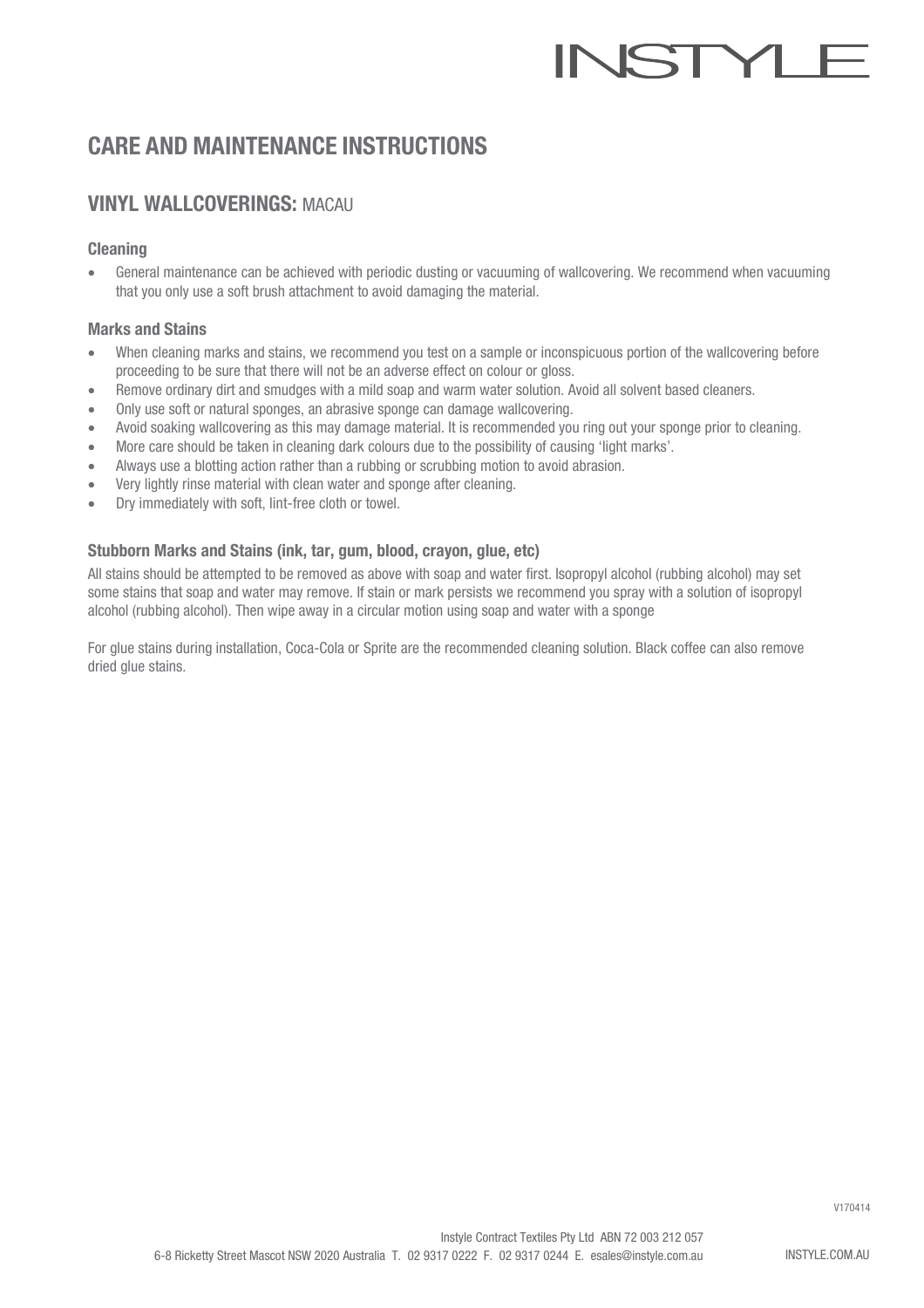# CARE AND MAINTENANCE INSTRUCTIONS

## VINYL WALLCOVERINGS: MACAU

### Cleaning

- General maintenance can be achieved with periodic dusting or vacuuming of wallcovering. We recommend when vacuuming that you only use a soft brush attachment to avoid damaging the material.

### Marks and Stains

- When cleaning marks and stains, we recommend you test on a sample or inconspicuous portion of the wallcovering before proceeding to be sure that there will not be an adverse effect on colour or gloss.
- Remove ordinary dirt and smudges with a mild soap and warm water solution. Avoid all solvent based cleaners.
- Only use soft or natural sponges, an abrasive sponge can damage wallcovering.
- Avoid soaking wallcovering as this may damage material. It is recommended you ring out your sponge prior to cleaning.
- More care should be taken in cleaning dark colours due to the possibility of causing 'light marks'.
- Always use a blotting action rather than a rubbing or scrubbing motion to avoid abrasion.
- Very lightly rinse material with clean water and sponge after cleaning.
- Dry immediately with soft, lint-free cloth or towel.

### Stubborn Marks and Stains (ink, tar, gum, blood, crayon, glue, etc)

All stains should be attempted to be removed as above with soap and water first. Isopropyl alcohol (rubbing alcohol) may set some stains that soap and water may remove. If stain or mark persists we recommend you spray with a solution of isopropyl alcohol (rubbing alcohol). Then wipe away in a circular motion using soap and water with a sponge

For glue stains during installation, Coca-Cola or Sprite are the recommended cleaning solution. Black coffee can also remove dried glue stains.

V170414

Instyle Contract Textiles Pty Ltd ABN 72 003 212 057
6-8 Ricketty Street Mascot NSW 2020 Australia T. 02 9317 0222 F. 02 9317 0244 E. esales@instyle.com.au

INSTYLE.COM.AU